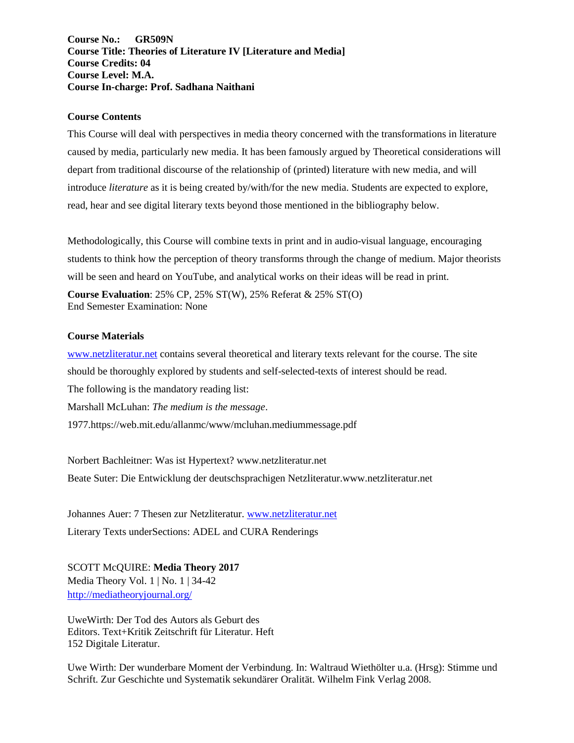**Course No.: GR509N**
**Course Title: Theories of Literature IV [Literature and Media]**
**Course Credits: 04**
**Course Level: M.A.**
**Course In-charge: Prof. Sadhana Naithani**

**Course Contents**

This Course will deal with perspectives in media theory concerned with the transformations in literature caused by media, particularly new media. It has been famously argued by Theoretical considerations will depart from traditional discourse of the relationship of (printed) literature with new media, and will introduce *literature* as it is being created by/with/for the new media. Students are expected to explore, read, hear and see digital literary texts beyond those mentioned in the bibliography below.

Methodologically, this Course will combine texts in print and in audio-visual language, encouraging students to think how the perception of theory transforms through the change of medium. Major theorists will be seen and heard on YouTube, and analytical works on their ideas will be read in print.

**Course Evaluation**: 25% CP, 25% ST(W), 25% Referat & 25% ST(O)
End Semester Examination: None

**Course Materials**

www.netzliteratur.net contains several theoretical and literary texts relevant for the course. The site should be thoroughly explored by students and self-selected-texts of interest should be read.

The following is the mandatory reading list:

Marshall McLuhan: *The medium is the message*.
1977.https://web.mit.edu/allanmc/www/mcluhan.mediummessage.pdf

Norbert Bachleitner: Was ist Hypertext? www.netzliteratur.net

Beate Suter: Die Entwicklung der deutschsprachigen Netzliteratur.www.netzliteratur.net

Johannes Auer: 7 Thesen zur Netzliteratur. www.netzliteratur.net

Literary Texts underSections: ADEL and CURA Renderings

SCOTT McQUIRE: **Media Theory 2017**
Media Theory Vol. 1 | No. 1 | 34-42
http://mediatheoryjournal.org/

UweWirth: Der Tod des Autors als Geburt des Editors. Text+Kritik Zeitschrift für Literatur. Heft 152 Digitale Literatur.

Uwe Wirth: Der wunderbare Moment der Verbindung. In: Waltraud Wiethölter u.a. (Hrsg): Stimme und Schrift. Zur Geschichte und Systematik sekundärer Oralität. Wilhelm Fink Verlag 2008.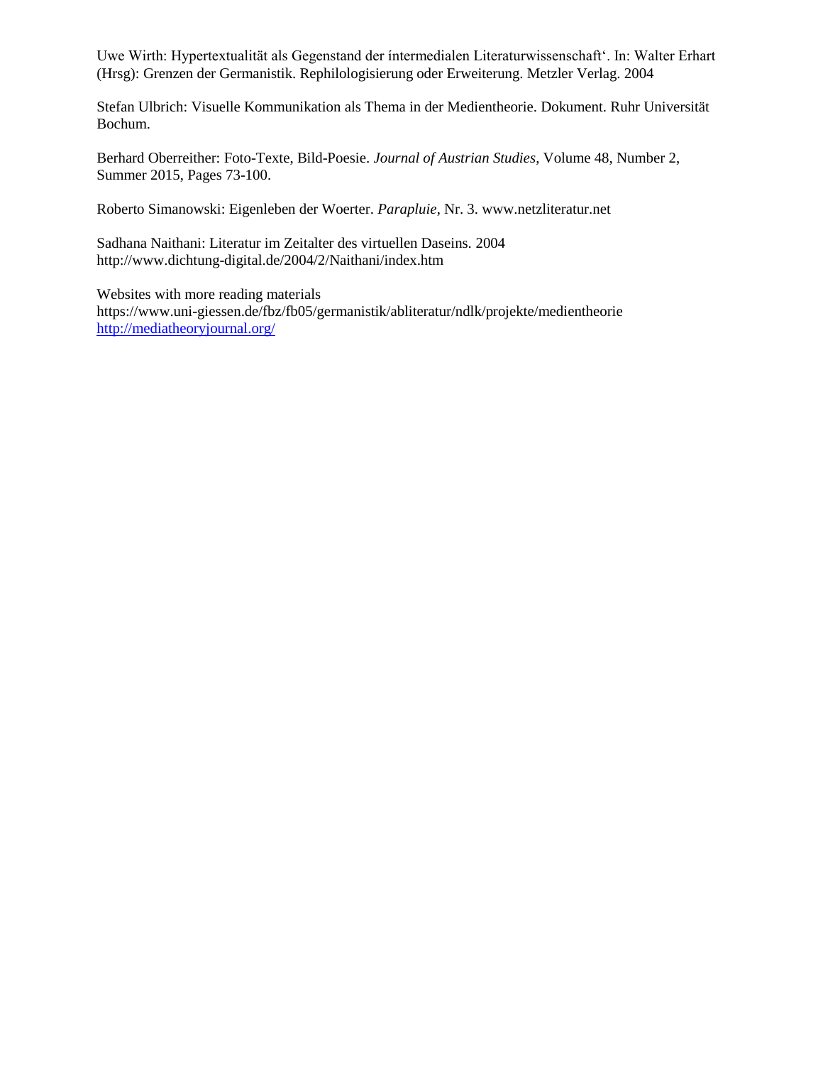Uwe Wirth: Hypertextualität als Gegenstand der íntermedialen Literaturwissenschaft‘. In: Walter Erhart (Hrsg): Grenzen der Germanistik. Rephilologisierung oder Erweiterung. Metzler Verlag. 2004

Stefan Ulbrich: Visuelle Kommunikation als Thema in der Medientheorie. Dokument. Ruhr Universität Bochum.

Berhard Oberreither: Foto-Texte, Bild-Poesie. *Journal of Austrian Studies*, Volume 48, Number 2, Summer 2015, Pages 73-100.

Roberto Simanowski: Eigenleben der Woerter. *Parapluie*, Nr. 3. www.netzliteratur.net

Sadhana Naithani: Literatur im Zeitalter des virtuellen Daseins. 2004
http://www.dichtung-digital.de/2004/2/Naithani/index.htm

Websites with more reading materials
https://www.uni-giessen.de/fbz/fb05/germanistik/abliteratur/ndlk/projekte/medientheorie
http://mediatheoryjournal.org/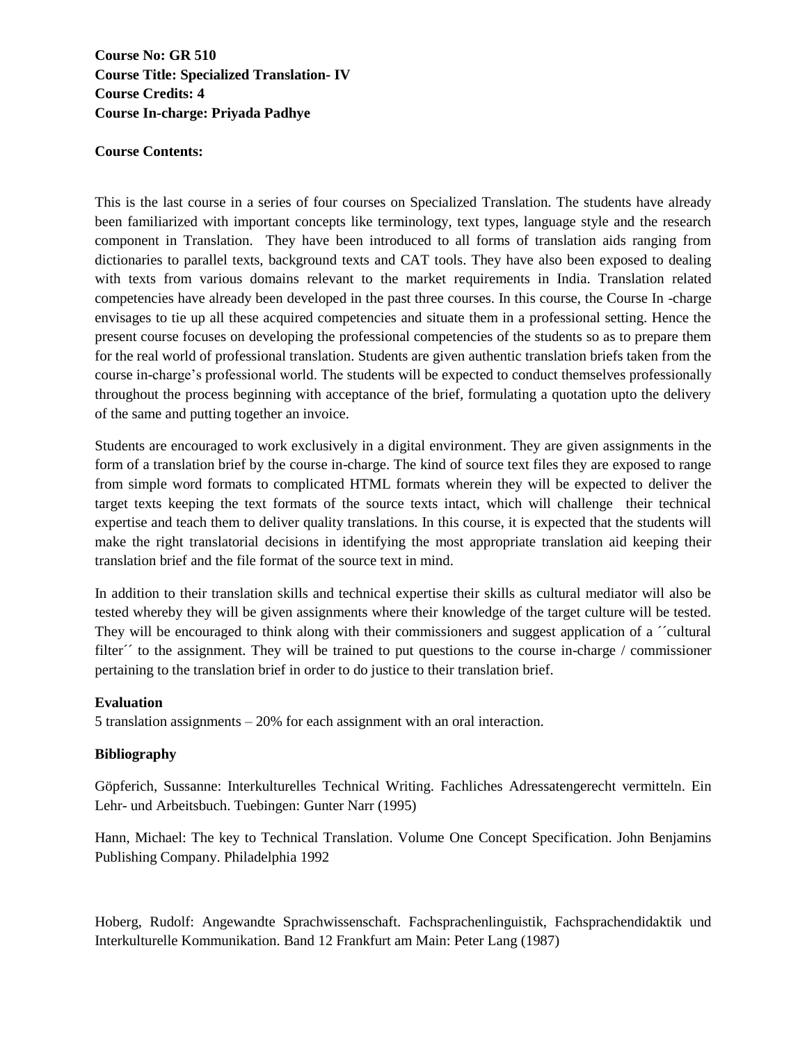**Course No: GR 510**
**Course Title: Specialized Translation- IV**
**Course Credits: 4**
**Course In-charge: Priyada Padhye**

**Course Contents:**

This is the last course in a series of four courses on Specialized Translation. The students have already been familiarized with important concepts like terminology, text types, language style and the research component in Translation. They have been introduced to all forms of translation aids ranging from dictionaries to parallel texts, background texts and CAT tools. They have also been exposed to dealing with texts from various domains relevant to the market requirements in India. Translation related competencies have already been developed in the past three courses. In this course, the Course In -charge envisages to tie up all these acquired competencies and situate them in a professional setting. Hence the present course focuses on developing the professional competencies of the students so as to prepare them for the real world of professional translation. Students are given authentic translation briefs taken from the course in-charge's professional world. The students will be expected to conduct themselves professionally throughout the process beginning with acceptance of the brief, formulating a quotation upto the delivery of the same and putting together an invoice.

Students are encouraged to work exclusively in a digital environment. They are given assignments in the form of a translation brief by the course in-charge. The kind of source text files they are exposed to range from simple word formats to complicated HTML formats wherein they will be expected to deliver the target texts keeping the text formats of the source texts intact, which will challenge their technical expertise and teach them to deliver quality translations. In this course, it is expected that the students will make the right translatorial decisions in identifying the most appropriate translation aid keeping their translation brief and the file format of the source text in mind.

In addition to their translation skills and technical expertise their skills as cultural mediator will also be tested whereby they will be given assignments where their knowledge of the target culture will be tested. They will be encouraged to think along with their commissioners and suggest application of a ´´cultural filter´´ to the assignment. They will be trained to put questions to the course in-charge / commissioner pertaining to the translation brief in order to do justice to their translation brief.

**Evaluation**

5 translation assignments – 20% for each assignment with an oral interaction.

**Bibliography**

Göpferich, Sussanne: Interkulturelles Technical Writing. Fachliches Adressatengerecht vermitteln. Ein Lehr- und Arbeitsbuch. Tuebingen: Gunter Narr (1995)

Hann, Michael: The key to Technical Translation. Volume One Concept Specification. John Benjamins Publishing Company. Philadelphia 1992

Hoberg, Rudolf: Angewandte Sprachwissenschaft. Fachsprachenlinguistik, Fachsprachendidaktik und Interkulturelle Kommunikation. Band 12 Frankfurt am Main: Peter Lang (1987)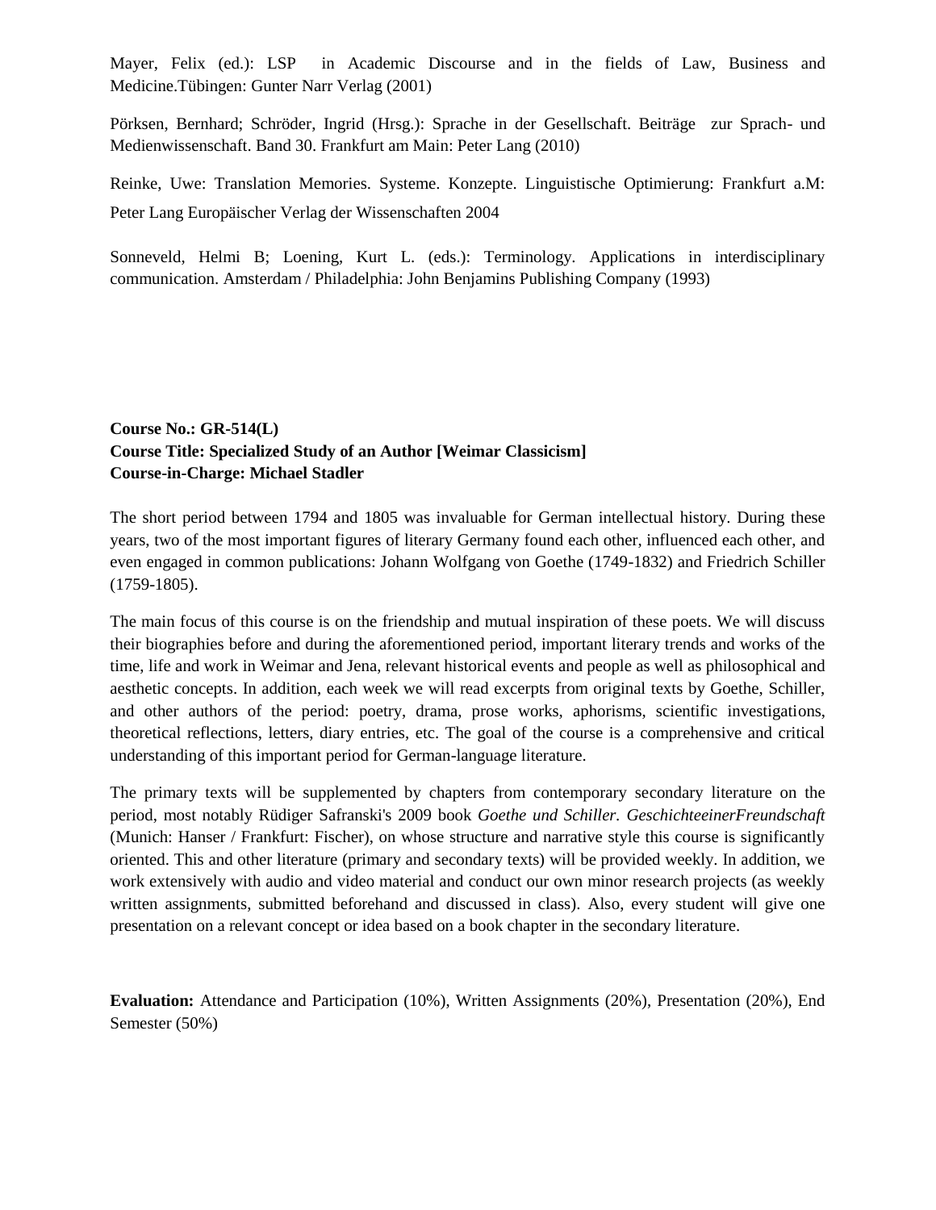Mayer, Felix (ed.): LSP in Academic Discourse and in the fields of Law, Business and Medicine.Tübingen: Gunter Narr Verlag (2001)

Pörksen, Bernhard; Schröder, Ingrid (Hrsg.): Sprache in der Gesellschaft. Beiträge zur Sprach- und Medienwissenschaft. Band 30. Frankfurt am Main: Peter Lang (2010)

Reinke, Uwe: Translation Memories. Systeme. Konzepte. Linguistische Optimierung: Frankfurt a.M: Peter Lang Europäischer Verlag der Wissenschaften 2004

Sonneveld, Helmi B; Loening, Kurt L. (eds.): Terminology. Applications in interdisciplinary communication. Amsterdam / Philadelphia: John Benjamins Publishing Company (1993)

**Course No.: GR-514(L)**
**Course Title: Specialized Study of an Author [Weimar Classicism]**
**Course-in-Charge: Michael Stadler**

The short period between 1794 and 1805 was invaluable for German intellectual history. During these years, two of the most important figures of literary Germany found each other, influenced each other, and even engaged in common publications: Johann Wolfgang von Goethe (1749-1832) and Friedrich Schiller (1759-1805).

The main focus of this course is on the friendship and mutual inspiration of these poets. We will discuss their biographies before and during the aforementioned period, important literary trends and works of the time, life and work in Weimar and Jena, relevant historical events and people as well as philosophical and aesthetic concepts. In addition, each week we will read excerpts from original texts by Goethe, Schiller, and other authors of the period: poetry, drama, prose works, aphorisms, scientific investigations, theoretical reflections, letters, diary entries, etc. The goal of the course is a comprehensive and critical understanding of this important period for German-language literature.

The primary texts will be supplemented by chapters from contemporary secondary literature on the period, most notably Rüdiger Safranski's 2009 book *Goethe und Schiller. GeschichteeinerFreundschaft* (Munich: Hanser / Frankfurt: Fischer), on whose structure and narrative style this course is significantly oriented. This and other literature (primary and secondary texts) will be provided weekly. In addition, we work extensively with audio and video material and conduct our own minor research projects (as weekly written assignments, submitted beforehand and discussed in class). Also, every student will give one presentation on a relevant concept or idea based on a book chapter in the secondary literature.

**Evaluation:** Attendance and Participation (10%), Written Assignments (20%), Presentation (20%), End Semester (50%)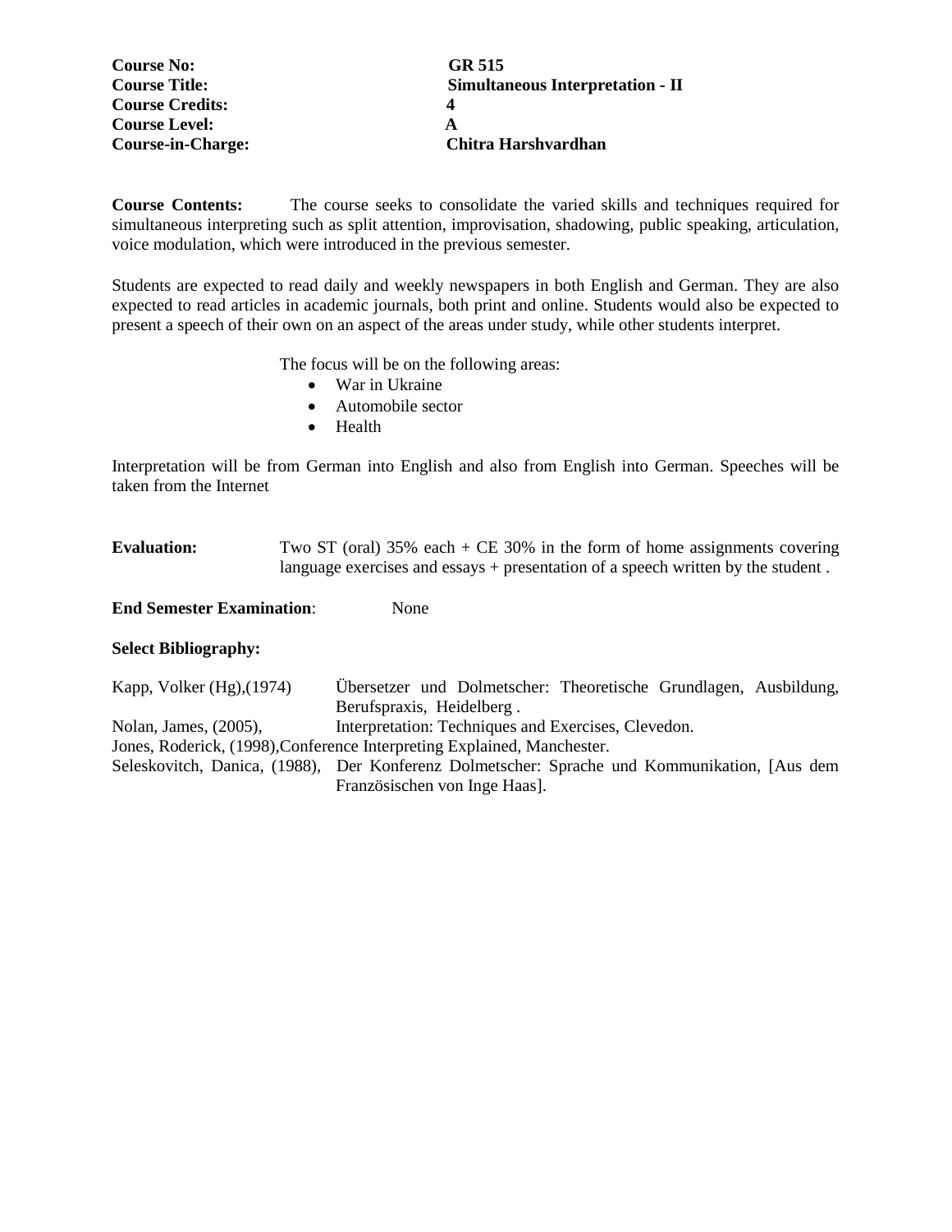**Course No:** **GR 515**
**Course Title:** **Simultaneous Interpretation - II**
**Course Credits:** **4**
**Course Level:** **A**
**Course-in-Charge:** **Chitra Harshvardhan**

**Course Contents:** The course seeks to consolidate the varied skills and techniques required for simultaneous interpreting such as split attention, improvisation, shadowing, public speaking, articulation, voice modulation, which were introduced in the previous semester.

Students are expected to read daily and weekly newspapers in both English and German. They are also expected to read articles in academic journals, both print and online. Students would also be expected to present a speech of their own on an aspect of the areas under study, while other students interpret.

The focus will be on the following areas:

- War in Ukraine
- Automobile sector
- Health

Interpretation will be from German into English and also from English into German. Speeches will be taken from the Internet

**Evaluation:** Two ST (oral) 35% each + CE 30% in the form of home assignments covering language exercises and essays + presentation of a speech written by the student .

**End Semester Examination**: None

**Select Bibliography:**

Kapp, Volker (Hg),(1974) Übersetzer und Dolmetscher: Theoretische Grundlagen, Ausbildung, Berufspraxis, Heidelberg .

Nolan, James, (2005), Interpretation: Techniques and Exercises, Clevedon.

Jones, Roderick, (1998),Conference Interpreting Explained, Manchester.

Seleskovitch, Danica, (1988), Der Konferenz Dolmetscher: Sprache und Kommunikation, [Aus dem Französischen von Inge Haas].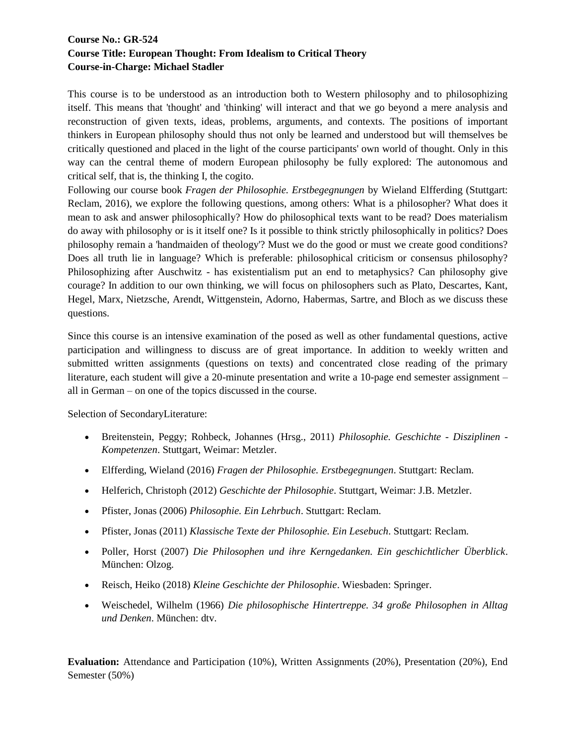**Course No.: GR-524**
**Course Title: European Thought: From Idealism to Critical Theory**
**Course-in-Charge: Michael Stadler**

This course is to be understood as an introduction both to Western philosophy and to philosophizing itself. This means that 'thought' and 'thinking' will interact and that we go beyond a mere analysis and reconstruction of given texts, ideas, problems, arguments, and contexts. The positions of important thinkers in European philosophy should thus not only be learned and understood but will themselves be critically questioned and placed in the light of the course participants' own world of thought. Only in this way can the central theme of modern European philosophy be fully explored: The autonomous and critical self, that is, the thinking I, the cogito.
Following our course book *Fragen der Philosophie. Erstbegegnungen* by Wieland Elfferding (Stuttgart: Reclam, 2016), we explore the following questions, among others: What is a philosopher? What does it mean to ask and answer philosophically? How do philosophical texts want to be read? Does materialism do away with philosophy or is it itself one? Is it possible to think strictly philosophically in politics? Does philosophy remain a 'handmaiden of theology'? Must we do the good or must we create good conditions? Does all truth lie in language? Which is preferable: philosophical criticism or consensus philosophy? Philosophizing after Auschwitz - has existentialism put an end to metaphysics? Can philosophy give courage? In addition to our own thinking, we will focus on philosophers such as Plato, Descartes, Kant, Hegel, Marx, Nietzsche, Arendt, Wittgenstein, Adorno, Habermas, Sartre, and Bloch as we discuss these questions.

Since this course is an intensive examination of the posed as well as other fundamental questions, active participation and willingness to discuss are of great importance. In addition to weekly written and submitted written assignments (questions on texts) and concentrated close reading of the primary literature, each student will give a 20-minute presentation and write a 10-page end semester assignment – all in German – on one of the topics discussed in the course.

Selection of SecondaryLiterature:

- Breitenstein, Peggy; Rohbeck, Johannes (Hrsg., 2011) *Philosophie. Geschichte - Disziplinen - Kompetenzen*. Stuttgart, Weimar: Metzler.
- Elfferding, Wieland (2016) *Fragen der Philosophie. Erstbegegnungen*. Stuttgart: Reclam.
- Helferich, Christoph (2012) *Geschichte der Philosophie*. Stuttgart, Weimar: J.B. Metzler.
- Pfister, Jonas (2006) *Philosophie. Ein Lehrbuch*. Stuttgart: Reclam.
- Pfister, Jonas (2011) *Klassische Texte der Philosophie. Ein Lesebuch*. Stuttgart: Reclam.
- Poller, Horst (2007) *Die Philosophen und ihre Kerngedanken. Ein geschichtlicher Überblick*. München: Olzog.
- Reisch, Heiko (2018) *Kleine Geschichte der Philosophie*. Wiesbaden: Springer.
- Weischedel, Wilhelm (1966) *Die philosophische Hintertreppe. 34 große Philosophen in Alltag und Denken*. München: dtv.

**Evaluation:** Attendance and Participation (10%), Written Assignments (20%), Presentation (20%), End Semester (50%)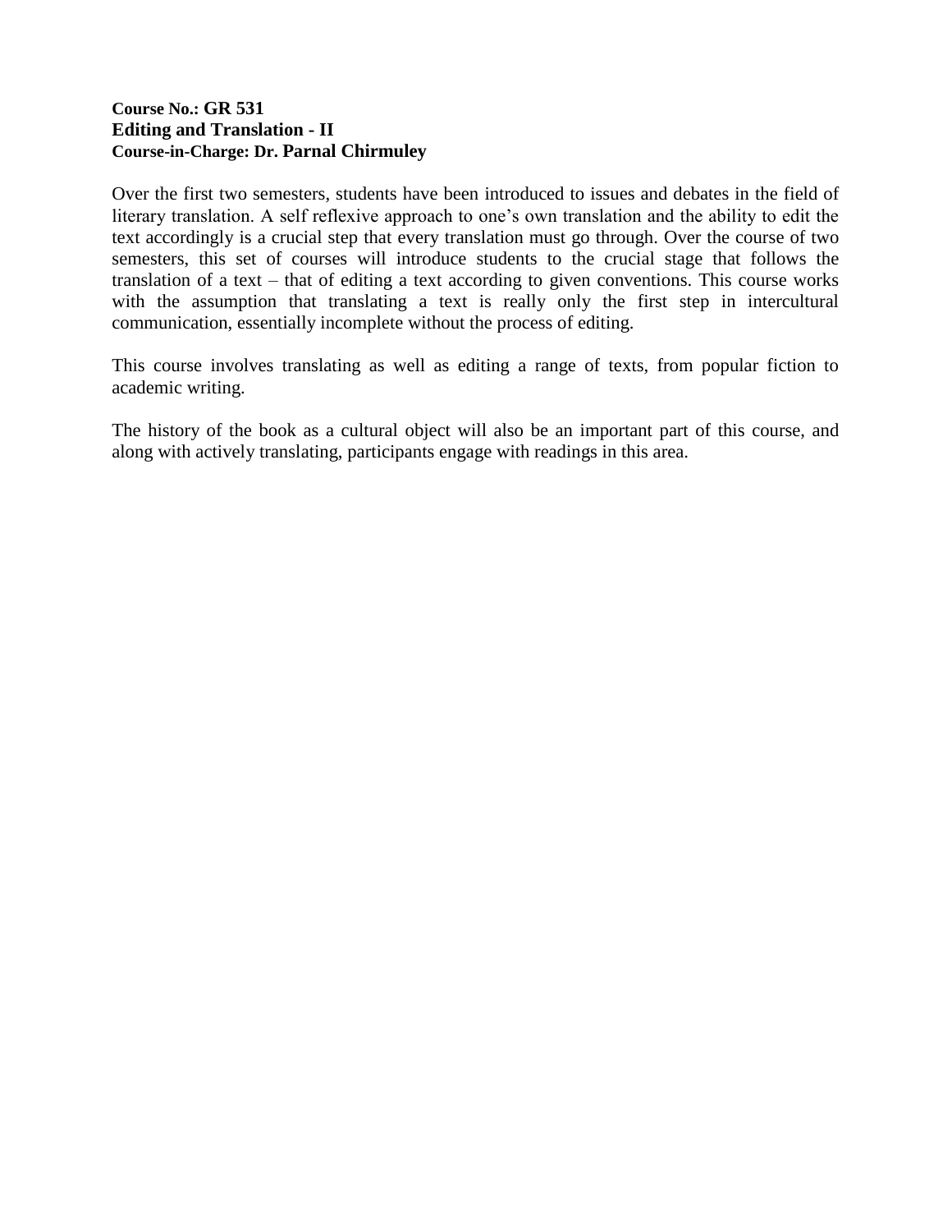**Course No.: GR 531**
**Editing and Translation - II**
**Course-in-Charge: Dr. Parnal Chirmuley**

Over the first two semesters, students have been introduced to issues and debates in the field of literary translation. A self reflexive approach to one's own translation and the ability to edit the text accordingly is a crucial step that every translation must go through. Over the course of two semesters, this set of courses will introduce students to the crucial stage that follows the translation of a text – that of editing a text according to given conventions. This course works with the assumption that translating a text is really only the first step in intercultural communication, essentially incomplete without the process of editing.

This course involves translating as well as editing a range of texts, from popular fiction to academic writing.

The history of the book as a cultural object will also be an important part of this course, and along with actively translating, participants engage with readings in this area.